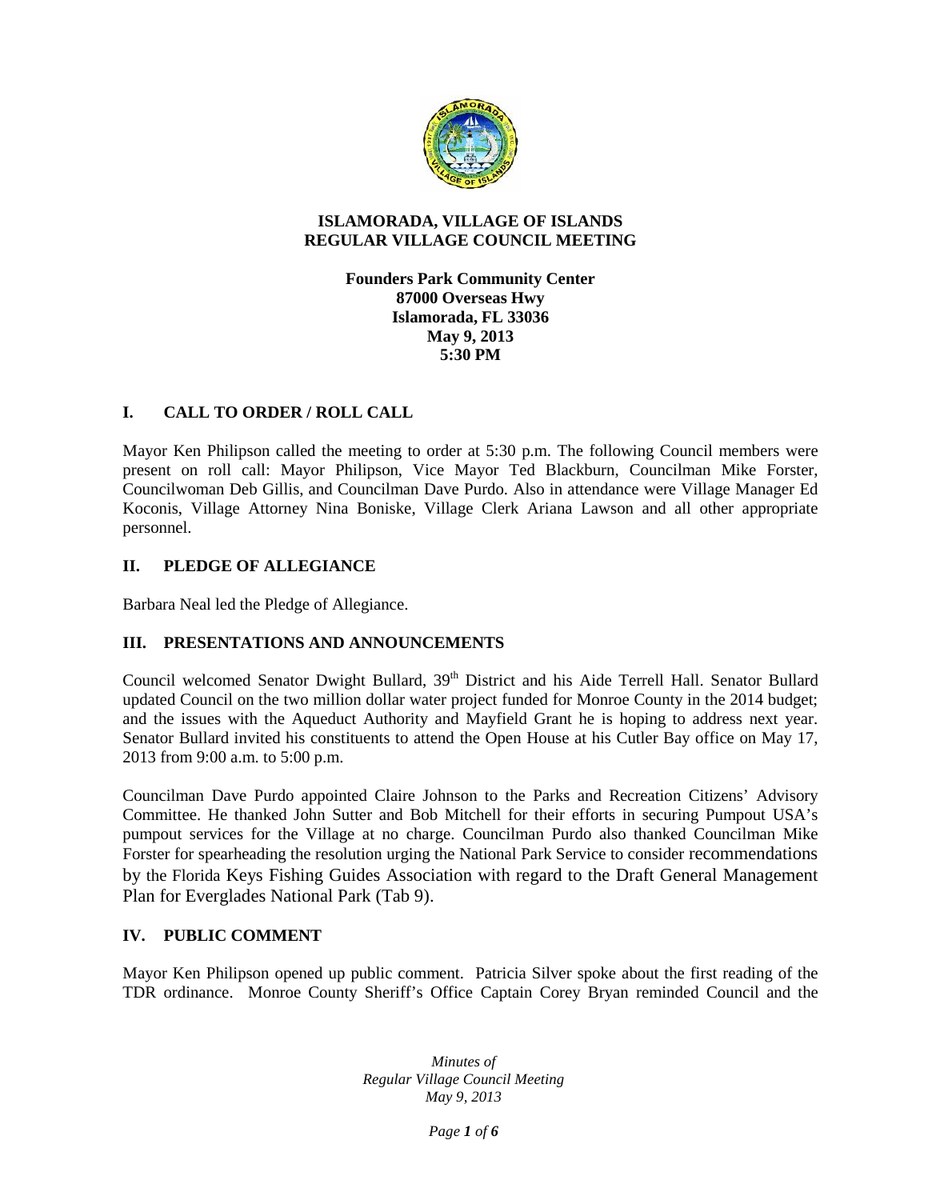**ISLAMORADA, VILLAGE OF ISLANDS**
**REGULAR VILLAGE COUNCIL MEETING**

**Founders Park Community Center**
**87000 Overseas Hwy**
**Islamorada, FL 33036**
**May 9, 2013**
**5:30 PM**

## I. CALL TO ORDER / ROLL CALL

Mayor Ken Philipson called the meeting to order at 5:30 p.m. The following Council members were present on roll call: Mayor Philipson, Vice Mayor Ted Blackburn, Councilman Mike Forster, Councilwoman Deb Gillis, and Councilman Dave Purdo. Also in attendance were Village Manager Ed Koconis, Village Attorney Nina Boniske, Village Clerk Ariana Lawson and all other appropriate personnel.

## II. PLEDGE OF ALLEGIANCE

Barbara Neal led the Pledge of Allegiance.

## III. PRESENTATIONS AND ANNOUNCEMENTS

Council welcomed Senator Dwight Bullard, 39th District and his Aide Terrell Hall. Senator Bullard updated Council on the two million dollar water project funded for Monroe County in the 2014 budget; and the issues with the Aqueduct Authority and Mayfield Grant he is hoping to address next year. Senator Bullard invited his constituents to attend the Open House at his Cutler Bay office on May 17, 2013 from 9:00 a.m. to 5:00 p.m.

Councilman Dave Purdo appointed Claire Johnson to the Parks and Recreation Citizens' Advisory Committee. He thanked John Sutter and Bob Mitchell for their efforts in securing Pumpout USA's pumpout services for the Village at no charge. Councilman Purdo also thanked Councilman Mike Forster for spearheading the resolution urging the National Park Service to consider recommendations by the Florida Keys Fishing Guides Association with regard to the Draft General Management Plan for Everglades National Park (Tab 9).

## IV. PUBLIC COMMENT

Mayor Ken Philipson opened up public comment. Patricia Silver spoke about the first reading of the TDR ordinance. Monroe County Sheriff's Office Captain Corey Bryan reminded Council and the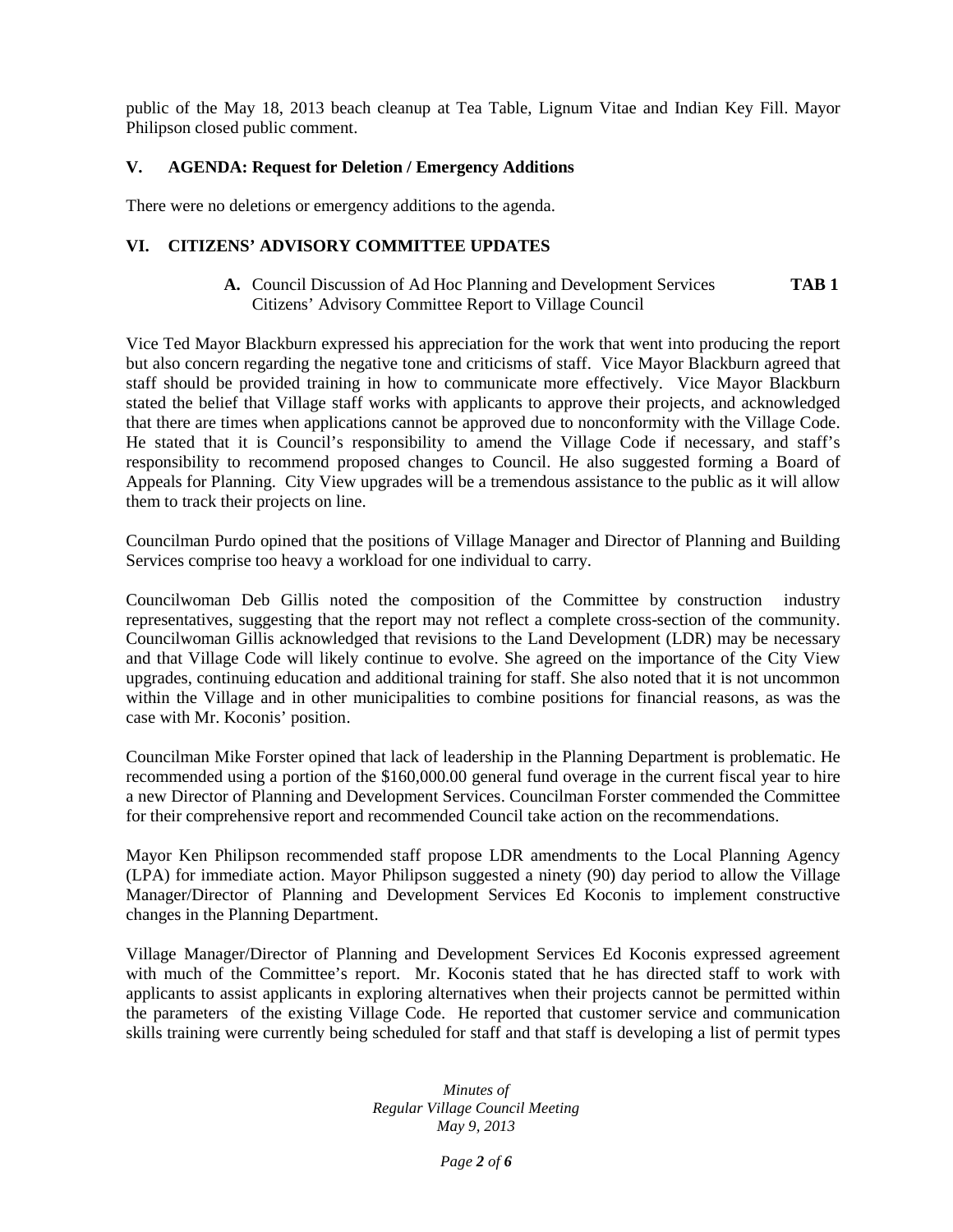public of the May 18, 2013 beach cleanup at Tea Table, Lignum Vitae and Indian Key Fill. Mayor Philipson closed public comment.

## V. AGENDA: Request for Deletion / Emergency Additions

There were no deletions or emergency additions to the agenda.

## VI. CITIZENS' ADVISORY COMMITTEE UPDATES

**A.** Council Discussion of Ad Hoc Planning and Development Services Citizens' Advisory Committee Report to Village Council **TAB 1**

Vice Ted Mayor Blackburn expressed his appreciation for the work that went into producing the report but also concern regarding the negative tone and criticisms of staff. Vice Mayor Blackburn agreed that staff should be provided training in how to communicate more effectively. Vice Mayor Blackburn stated the belief that Village staff works with applicants to approve their projects, and acknowledged that there are times when applications cannot be approved due to nonconformity with the Village Code. He stated that it is Council's responsibility to amend the Village Code if necessary, and staff's responsibility to recommend proposed changes to Council. He also suggested forming a Board of Appeals for Planning. City View upgrades will be a tremendous assistance to the public as it will allow them to track their projects on line.

Councilman Purdo opined that the positions of Village Manager and Director of Planning and Building Services comprise too heavy a workload for one individual to carry.

Councilwoman Deb Gillis noted the composition of the Committee by construction industry representatives, suggesting that the report may not reflect a complete cross-section of the community. Councilwoman Gillis acknowledged that revisions to the Land Development (LDR) may be necessary and that Village Code will likely continue to evolve. She agreed on the importance of the City View upgrades, continuing education and additional training for staff. She also noted that it is not uncommon within the Village and in other municipalities to combine positions for financial reasons, as was the case with Mr. Koconis' position.

Councilman Mike Forster opined that lack of leadership in the Planning Department is problematic. He recommended using a portion of the $160,000.00 general fund overage in the current fiscal year to hire a new Director of Planning and Development Services. Councilman Forster commended the Committee for their comprehensive report and recommended Council take action on the recommendations.

Mayor Ken Philipson recommended staff propose LDR amendments to the Local Planning Agency (LPA) for immediate action. Mayor Philipson suggested a ninety (90) day period to allow the Village Manager/Director of Planning and Development Services Ed Koconis to implement constructive changes in the Planning Department.

Village Manager/Director of Planning and Development Services Ed Koconis expressed agreement with much of the Committee's report. Mr. Koconis stated that he has directed staff to work with applicants to assist applicants in exploring alternatives when their projects cannot be permitted within the parameters of the existing Village Code. He reported that customer service and communication skills training were currently being scheduled for staff and that staff is developing a list of permit types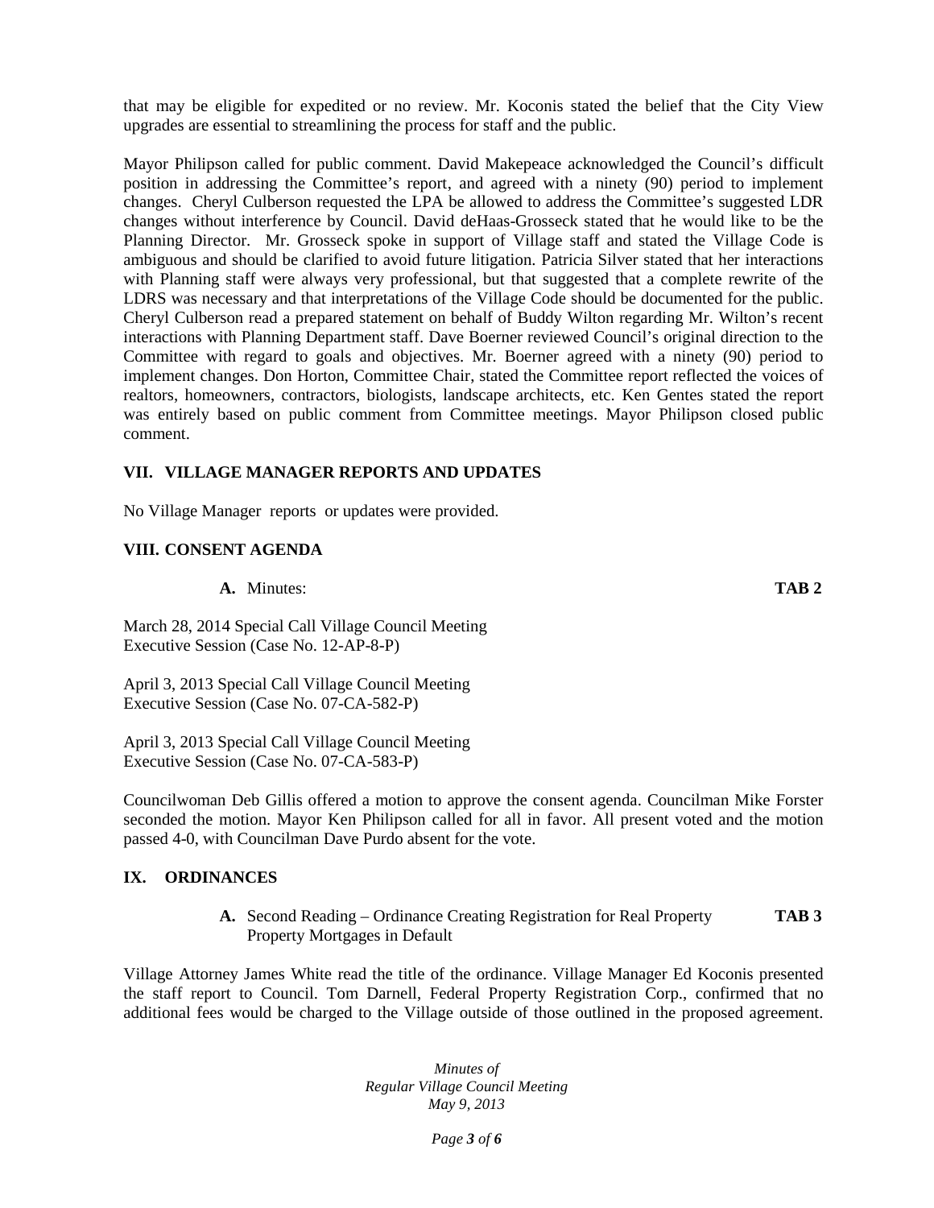that may be eligible for expedited or no review. Mr. Koconis stated the belief that the City View upgrades are essential to streamlining the process for staff and the public.

Mayor Philipson called for public comment. David Makepeace acknowledged the Council's difficult position in addressing the Committee's report, and agreed with a ninety (90) period to implement changes. Cheryl Culberson requested the LPA be allowed to address the Committee's suggested LDR changes without interference by Council. David deHaas-Grosseck stated that he would like to be the Planning Director. Mr. Grosseck spoke in support of Village staff and stated the Village Code is ambiguous and should be clarified to avoid future litigation. Patricia Silver stated that her interactions with Planning staff were always very professional, but that suggested that a complete rewrite of the LDRS was necessary and that interpretations of the Village Code should be documented for the public. Cheryl Culberson read a prepared statement on behalf of Buddy Wilton regarding Mr. Wilton's recent interactions with Planning Department staff. Dave Boerner reviewed Council's original direction to the Committee with regard to goals and objectives. Mr. Boerner agreed with a ninety (90) period to implement changes. Don Horton, Committee Chair, stated the Committee report reflected the voices of realtors, homeowners, contractors, biologists, landscape architects, etc. Ken Gentes stated the report was entirely based on public comment from Committee meetings. Mayor Philipson closed public comment.

## VII. VILLAGE MANAGER REPORTS AND UPDATES

No Village Manager reports or updates were provided.

## VIII. CONSENT AGENDA

**A.** Minutes: **TAB 2**

March 28, 2014 Special Call Village Council Meeting
Executive Session (Case No. 12-AP-8-P)

April 3, 2013 Special Call Village Council Meeting
Executive Session (Case No. 07-CA-582-P)

April 3, 2013 Special Call Village Council Meeting
Executive Session (Case No. 07-CA-583-P)

Councilwoman Deb Gillis offered a motion to approve the consent agenda. Councilman Mike Forster seconded the motion. Mayor Ken Philipson called for all in favor. All present voted and the motion passed 4-0, with Councilman Dave Purdo absent for the vote.

## IX. ORDINANCES

**A.** Second Reading – Ordinance Creating Registration for Real Property Property Mortgages in Default **TAB 3**

Village Attorney James White read the title of the ordinance. Village Manager Ed Koconis presented the staff report to Council. Tom Darnell, Federal Property Registration Corp., confirmed that no additional fees would be charged to the Village outside of those outlined in the proposed agreement.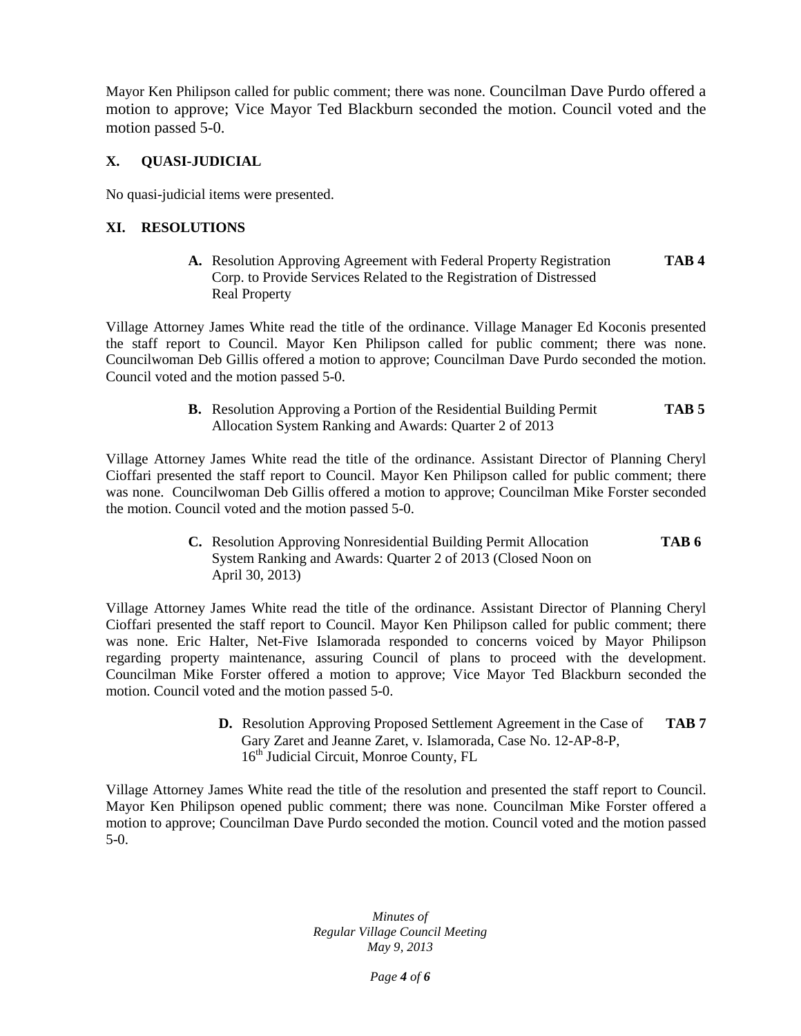Mayor Ken Philipson called for public comment; there was none. Councilman Dave Purdo offered a motion to approve; Vice Mayor Ted Blackburn seconded the motion. Council voted and the motion passed 5-0.

## X. QUASI-JUDICIAL

No quasi-judicial items were presented.

## XI. RESOLUTIONS

**A.** Resolution Approving Agreement with Federal Property Registration Corp. to Provide Services Related to the Registration of Distressed Real Property **TAB 4**

Village Attorney James White read the title of the ordinance. Village Manager Ed Koconis presented the staff report to Council. Mayor Ken Philipson called for public comment; there was none. Councilwoman Deb Gillis offered a motion to approve; Councilman Dave Purdo seconded the motion. Council voted and the motion passed 5-0.

**B.** Resolution Approving a Portion of the Residential Building Permit Allocation System Ranking and Awards: Quarter 2 of 2013 **TAB 5**

Village Attorney James White read the title of the ordinance. Assistant Director of Planning Cheryl Cioffari presented the staff report to Council. Mayor Ken Philipson called for public comment; there was none. Councilwoman Deb Gillis offered a motion to approve; Councilman Mike Forster seconded the motion. Council voted and the motion passed 5-0.

**C.** Resolution Approving Nonresidential Building Permit Allocation System Ranking and Awards: Quarter 2 of 2013 (Closed Noon on April 30, 2013) **TAB 6**

Village Attorney James White read the title of the ordinance. Assistant Director of Planning Cheryl Cioffari presented the staff report to Council. Mayor Ken Philipson called for public comment; there was none. Eric Halter, Net-Five Islamorada responded to concerns voiced by Mayor Philipson regarding property maintenance, assuring Council of plans to proceed with the development. Councilman Mike Forster offered a motion to approve; Vice Mayor Ted Blackburn seconded the motion. Council voted and the motion passed 5-0.

**D.** Resolution Approving Proposed Settlement Agreement in the Case of Gary Zaret and Jeanne Zaret, v. Islamorada, Case No. 12-AP-8-P, 16th Judicial Circuit, Monroe County, FL **TAB 7**

Village Attorney James White read the title of the resolution and presented the staff report to Council. Mayor Ken Philipson opened public comment; there was none. Councilman Mike Forster offered a motion to approve; Councilman Dave Purdo seconded the motion. Council voted and the motion passed 5-0.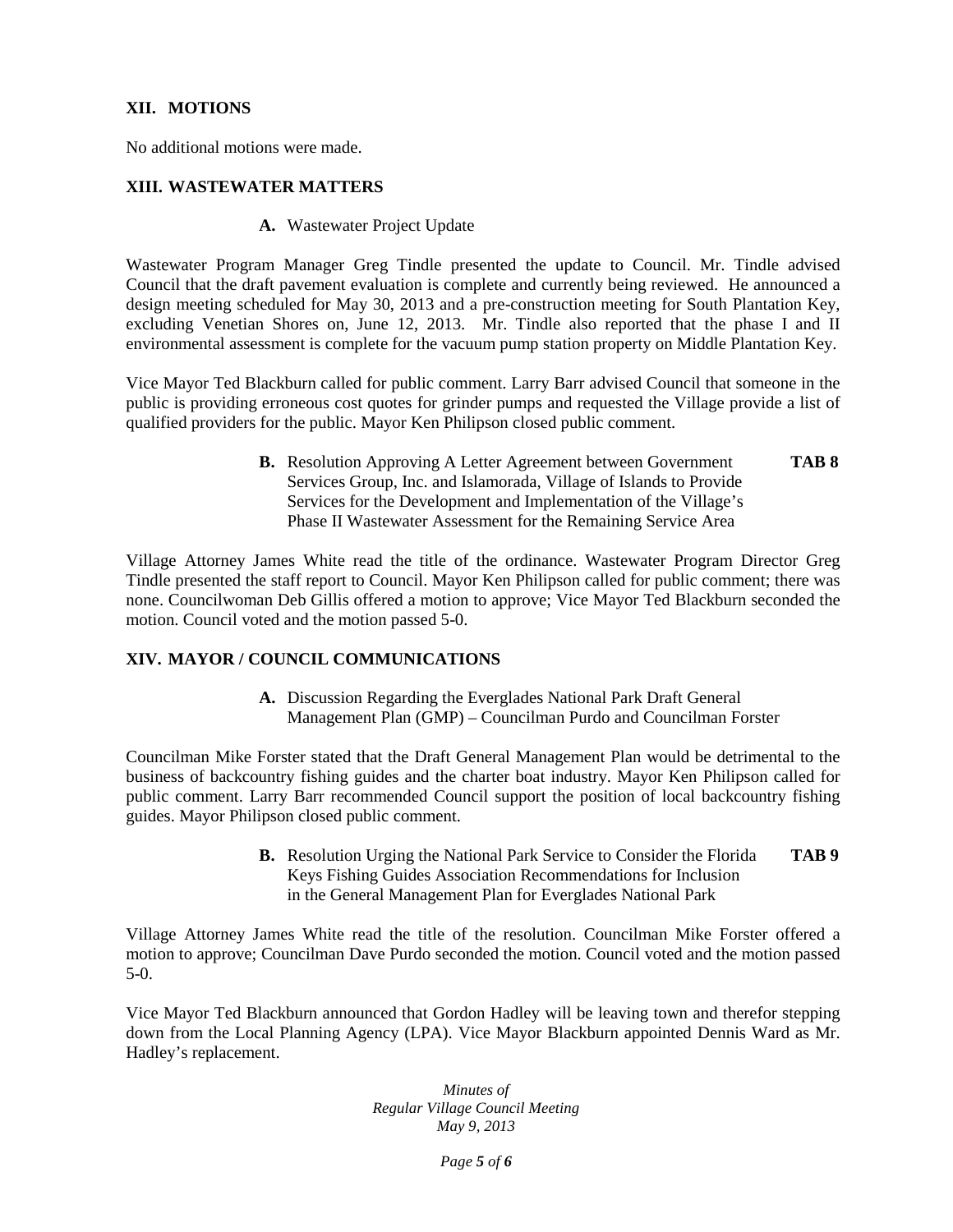## XII. MOTIONS

No additional motions were made.

## XIII. WASTEWATER MATTERS

**A.** Wastewater Project Update

Wastewater Program Manager Greg Tindle presented the update to Council. Mr. Tindle advised Council that the draft pavement evaluation is complete and currently being reviewed. He announced a design meeting scheduled for May 30, 2013 and a pre-construction meeting for South Plantation Key, excluding Venetian Shores on, June 12, 2013. Mr. Tindle also reported that the phase I and II environmental assessment is complete for the vacuum pump station property on Middle Plantation Key.

Vice Mayor Ted Blackburn called for public comment. Larry Barr advised Council that someone in the public is providing erroneous cost quotes for grinder pumps and requested the Village provide a list of qualified providers for the public. Mayor Ken Philipson closed public comment.

**B.** Resolution Approving A Letter Agreement between Government Services Group, Inc. and Islamorada, Village of Islands to Provide Services for the Development and Implementation of the Village's Phase II Wastewater Assessment for the Remaining Service Area **TAB 8**

Village Attorney James White read the title of the ordinance. Wastewater Program Director Greg Tindle presented the staff report to Council. Mayor Ken Philipson called for public comment; there was none. Councilwoman Deb Gillis offered a motion to approve; Vice Mayor Ted Blackburn seconded the motion. Council voted and the motion passed 5-0.

## XIV. MAYOR / COUNCIL COMMUNICATIONS

**A.** Discussion Regarding the Everglades National Park Draft General Management Plan (GMP) – Councilman Purdo and Councilman Forster

Councilman Mike Forster stated that the Draft General Management Plan would be detrimental to the business of backcountry fishing guides and the charter boat industry. Mayor Ken Philipson called for public comment. Larry Barr recommended Council support the position of local backcountry fishing guides. Mayor Philipson closed public comment.

**B.** Resolution Urging the National Park Service to Consider the Florida Keys Fishing Guides Association Recommendations for Inclusion in the General Management Plan for Everglades National Park **TAB 9**

Village Attorney James White read the title of the resolution. Councilman Mike Forster offered a motion to approve; Councilman Dave Purdo seconded the motion. Council voted and the motion passed 5-0.

Vice Mayor Ted Blackburn announced that Gordon Hadley will be leaving town and therefor stepping down from the Local Planning Agency (LPA). Vice Mayor Blackburn appointed Dennis Ward as Mr. Hadley's replacement.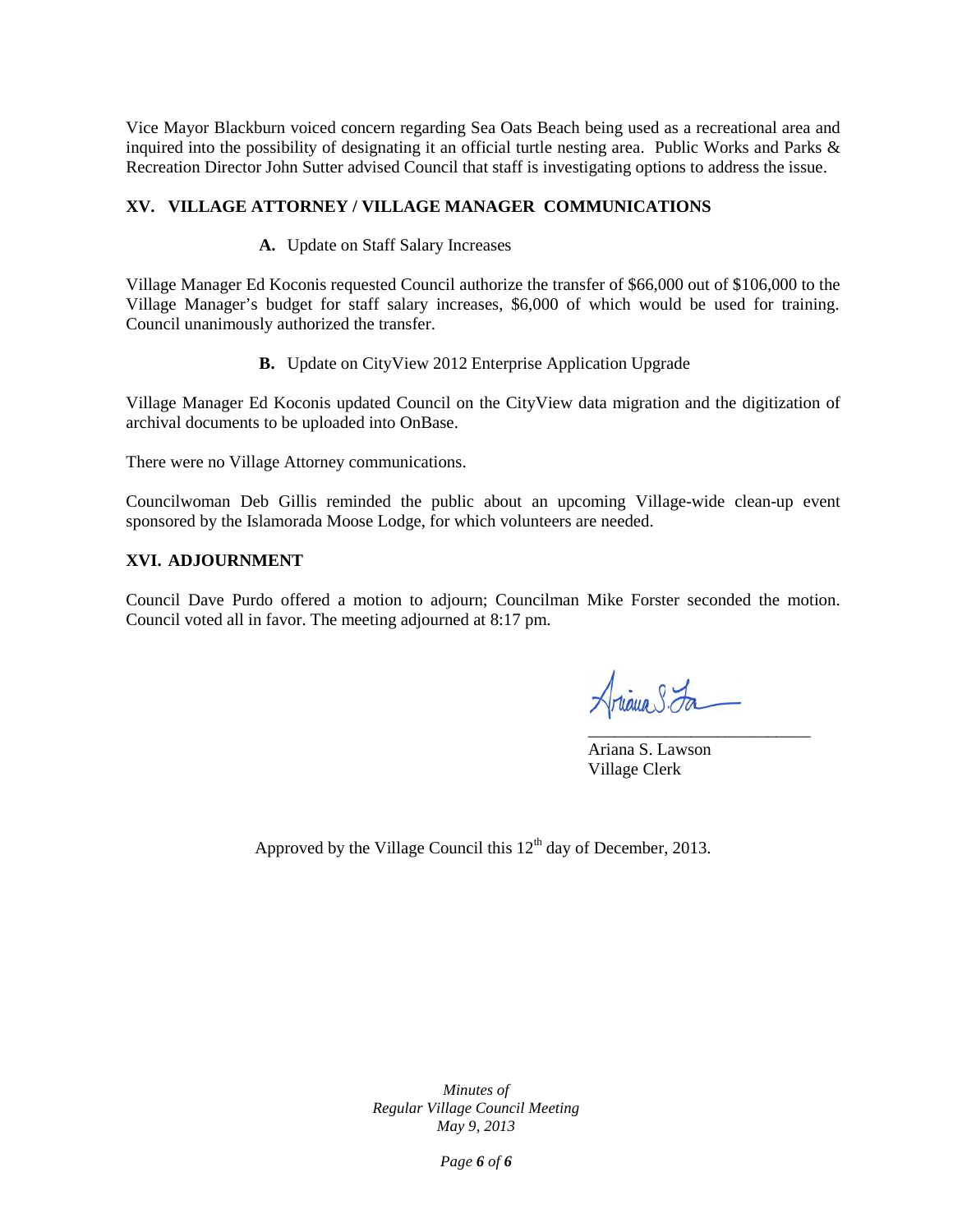Vice Mayor Blackburn voiced concern regarding Sea Oats Beach being used as a recreational area and inquired into the possibility of designating it an official turtle nesting area. Public Works and Parks & Recreation Director John Sutter advised Council that staff is investigating options to address the issue.

## XV. VILLAGE ATTORNEY / VILLAGE MANAGER COMMUNICATIONS

**A.** Update on Staff Salary Increases

Village Manager Ed Koconis requested Council authorize the transfer of $66,000 out of $106,000 to the Village Manager's budget for staff salary increases, $6,000 of which would be used for training. Council unanimously authorized the transfer.

**B.** Update on CityView 2012 Enterprise Application Upgrade

Village Manager Ed Koconis updated Council on the CityView data migration and the digitization of archival documents to be uploaded into OnBase.

There were no Village Attorney communications.

Councilwoman Deb Gillis reminded the public about an upcoming Village-wide clean-up event sponsored by the Islamorada Moose Lodge, for which volunteers are needed.

## XVI. ADJOURNMENT

Council Dave Purdo offered a motion to adjourn; Councilman Mike Forster seconded the motion. Council voted all in favor. The meeting adjourned at 8:17 pm.

Ariana S. Lawson
Village Clerk

Approved by the Village Council this 12th day of December, 2013.